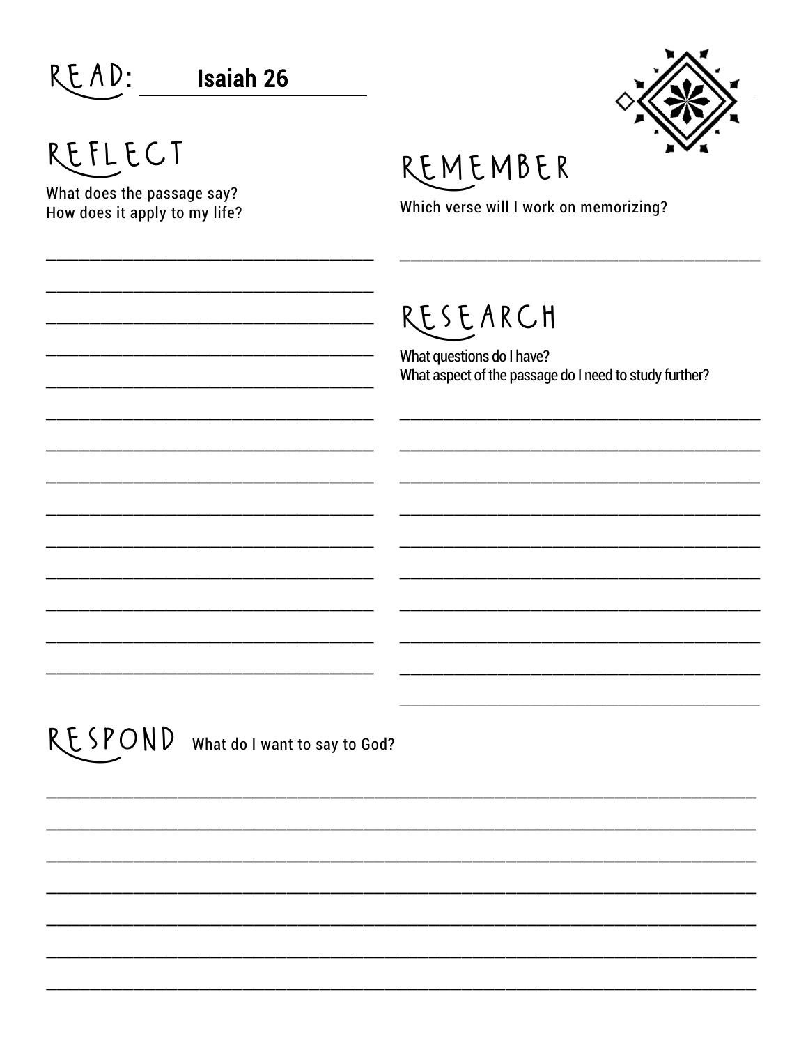## READ: Isaiah 26

## REFLECT

What does the passage say?
How does it apply to my life?

## REMEMBER

Which verse will I work on memorizing?

## RESEARCH

What questions do I have?
What aspect of the passage do I need to study further?

## RESPOND

What do I want to say to God?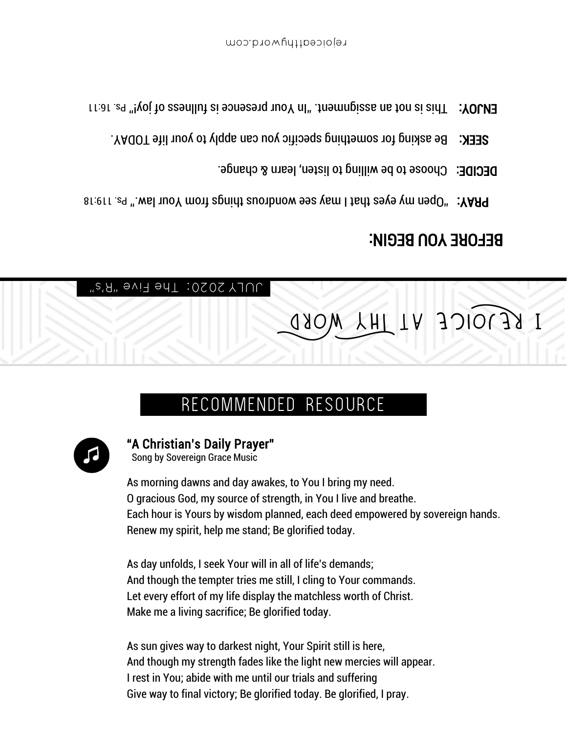I REJOICE AT THY WORD

JULY 2020: The Five "R's"

## BEFORE YOU BEGIN:

**PRAY:** "Open my eyes that I may see wondrous things from Your law." Ps. 119:18

**DECIDE:** Choose to be willing to listen, learn & change.

**SEEK:** Be asking for something specific you can apply to your life TODAY.

**ENJOY:** This is not an assignment. "In Your presence is fullness of joy!" Ps. 16:11

rejoiceatthyword.com

## RECOMMENDED RESOURCE

### "A Christian's Daily Prayer"
Song by Sovereign Grace Music

As morning dawns and day awakes, to You I bring my need.
O gracious God, my source of strength, in You I live and breathe.
Each hour is Yours by wisdom planned, each deed empowered by sovereign hands.
Renew my spirit, help me stand; Be glorified today.

As day unfolds, I seek Your will in all of life's demands;
And though the tempter tries me still, I cling to Your commands.
Let every effort of my life display the matchless worth of Christ.
Make me a living sacrifice; Be glorified today.

As sun gives way to darkest night, Your Spirit still is here,
And though my strength fades like the light new mercies will appear.
I rest in You; abide with me until our trials and suffering
Give way to final victory; Be glorified today. Be glorified, I pray.